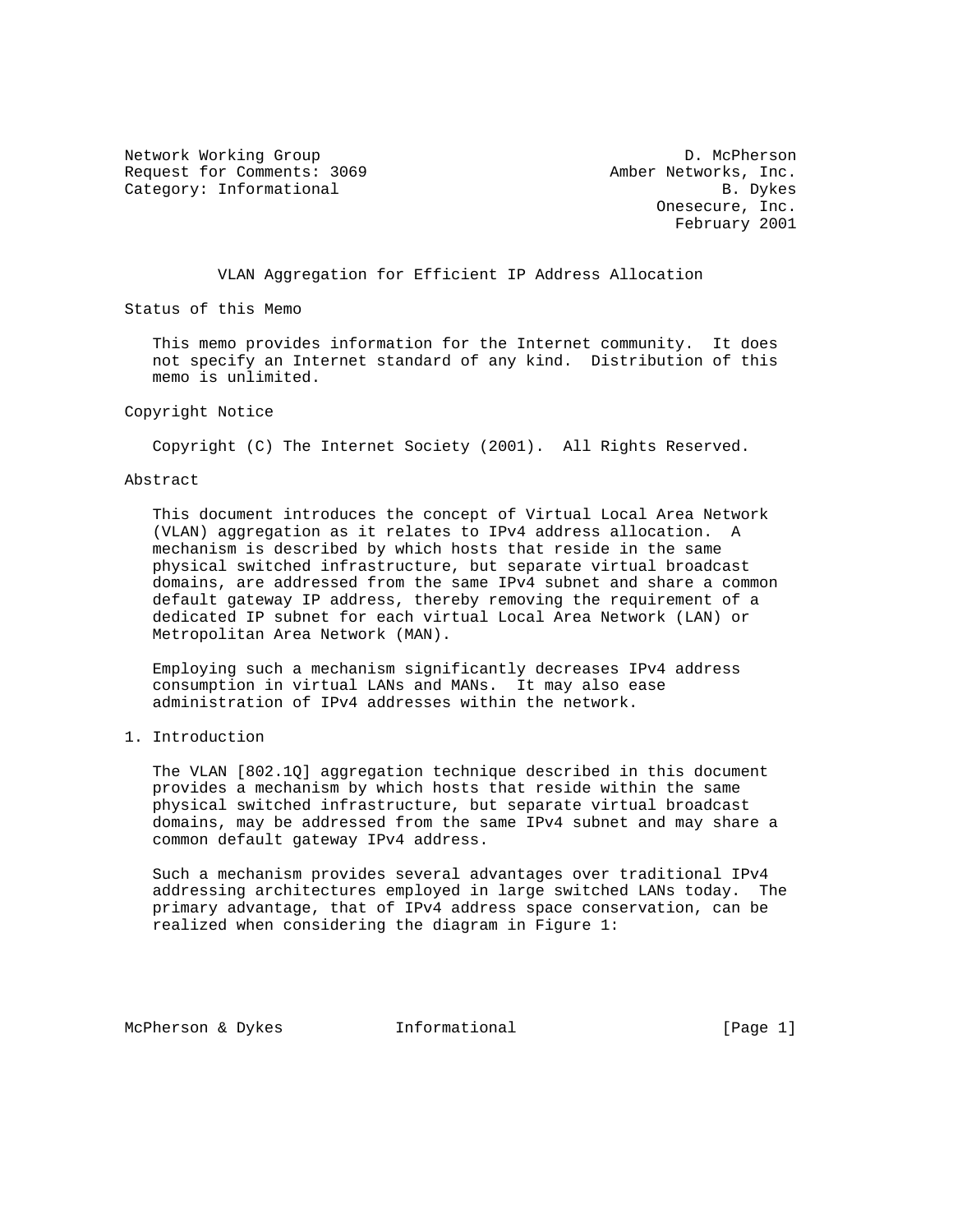Network Working Group D. McPherson
Request for Comments: 3069 Amber Networks, Inc.
Category: Informational B. Dykes
Onesecure, Inc.
February 2001

# VLAN Aggregation for Efficient IP Address Allocation

## Status of this Memo

This memo provides information for the Internet community. It does not specify an Internet standard of any kind. Distribution of this memo is unlimited.

## Copyright Notice

Copyright (C) The Internet Society (2001). All Rights Reserved.

## Abstract

This document introduces the concept of Virtual Local Area Network (VLAN) aggregation as it relates to IPv4 address allocation. A mechanism is described by which hosts that reside in the same physical switched infrastructure, but separate virtual broadcast domains, are addressed from the same IPv4 subnet and share a common default gateway IP address, thereby removing the requirement of a dedicated IP subnet for each virtual Local Area Network (LAN) or Metropolitan Area Network (MAN).

Employing such a mechanism significantly decreases IPv4 address consumption in virtual LANs and MANs. It may also ease administration of IPv4 addresses within the network.

## 1. Introduction

The VLAN [802.1Q] aggregation technique described in this document provides a mechanism by which hosts that reside within the same physical switched infrastructure, but separate virtual broadcast domains, may be addressed from the same IPv4 subnet and may share a common default gateway IPv4 address.

Such a mechanism provides several advantages over traditional IPv4 addressing architectures employed in large switched LANs today. The primary advantage, that of IPv4 address space conservation, can be realized when considering the diagram in Figure 1: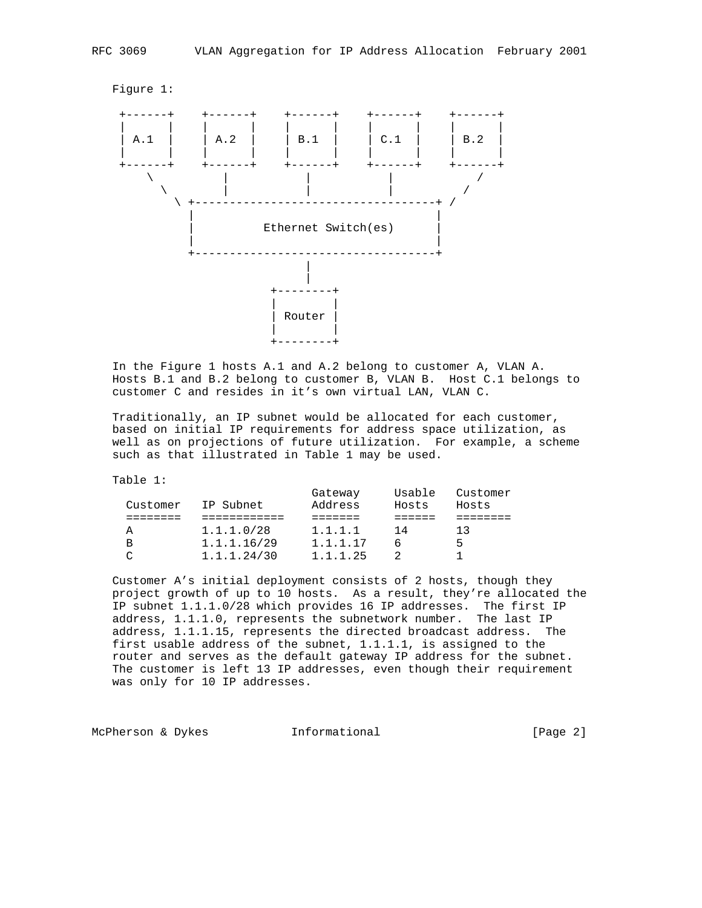Figure 1:

```
 +------+    +------+    +------+    +------+    +------+
 |      |    |      |    |      |    |      |    |      |
 | A.1  |    | A.2  |    | B.1  |    | C.1  |    | B.2  |
 |      |    |      |    |      |    |      |    |      |
 +------+    +------+    +------+    +------+    +------+
     \           |           |           |           /
      \          |           |           |          /
       \ +-----------------------------------+ /
         |                                   |
         |        Ethernet Switch(es)        |
         |                                   |
         +-----------------------------------+
                          |
                          |
                     +--------+
                     |        |
                     | Router |
                     |        |
                     +--------+
```

In the Figure 1 hosts A.1 and A.2 belong to customer A, VLAN A. Hosts B.1 and B.2 belong to customer B, VLAN B. Host C.1 belongs to customer C and resides in it's own virtual LAN, VLAN C.

Traditionally, an IP subnet would be allocated for each customer, based on initial IP requirements for address space utilization, as well as on projections of future utilization. For example, a scheme such as that illustrated in Table 1 may be used.

Table 1:

| Customer | IP Subnet | Gateway Address | Usable Hosts | Customer Hosts |
|---|---|---|---|---|
| A | 1.1.1.0/28 | 1.1.1.1 | 14 | 13 |
| B | 1.1.1.16/29 | 1.1.1.17 | 6 | 5 |
| C | 1.1.1.24/30 | 1.1.1.25 | 2 | 1 |

Customer A's initial deployment consists of 2 hosts, though they project growth of up to 10 hosts. As a result, they're allocated the IP subnet 1.1.1.0/28 which provides 16 IP addresses. The first IP address, 1.1.1.0, represents the subnetwork number. The last IP address, 1.1.1.15, represents the directed broadcast address. The first usable address of the subnet, 1.1.1.1, is assigned to the router and serves as the default gateway IP address for the subnet. The customer is left 13 IP addresses, even though their requirement was only for 10 IP addresses.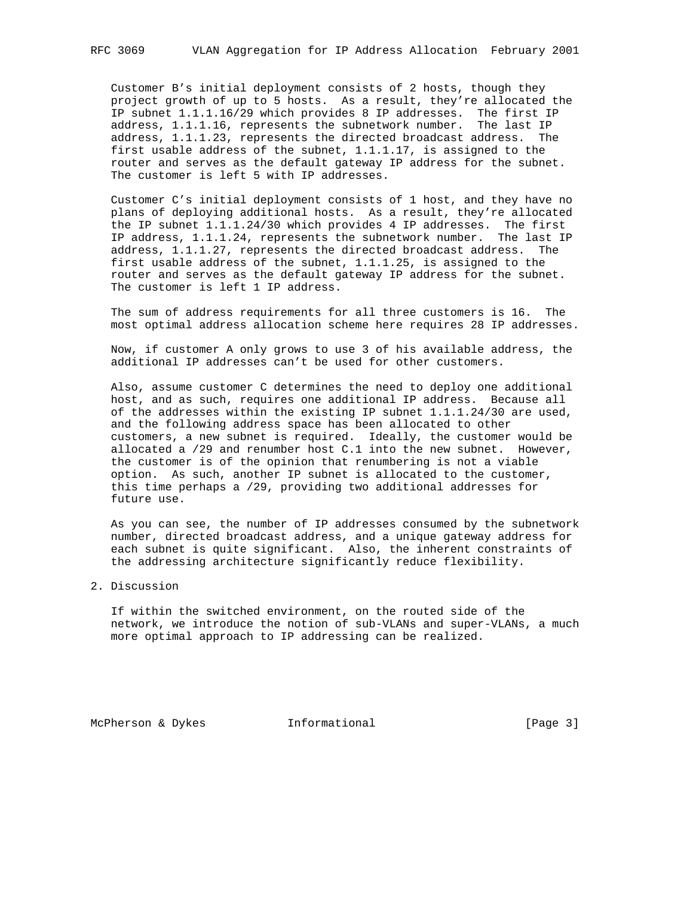Customer B's initial deployment consists of 2 hosts, though they project growth of up to 5 hosts. As a result, they're allocated the IP subnet 1.1.1.16/29 which provides 8 IP addresses. The first IP address, 1.1.1.16, represents the subnetwork number. The last IP address, 1.1.1.23, represents the directed broadcast address. The first usable address of the subnet, 1.1.1.17, is assigned to the router and serves as the default gateway IP address for the subnet. The customer is left 5 with IP addresses.

Customer C's initial deployment consists of 1 host, and they have no plans of deploying additional hosts. As a result, they're allocated the IP subnet 1.1.1.24/30 which provides 4 IP addresses. The first IP address, 1.1.1.24, represents the subnetwork number. The last IP address, 1.1.1.27, represents the directed broadcast address. The first usable address of the subnet, 1.1.1.25, is assigned to the router and serves as the default gateway IP address for the subnet. The customer is left 1 IP address.

The sum of address requirements for all three customers is 16. The most optimal address allocation scheme here requires 28 IP addresses.

Now, if customer A only grows to use 3 of his available address, the additional IP addresses can't be used for other customers.

Also, assume customer C determines the need to deploy one additional host, and as such, requires one additional IP address. Because all of the addresses within the existing IP subnet 1.1.1.24/30 are used, and the following address space has been allocated to other customers, a new subnet is required. Ideally, the customer would be allocated a /29 and renumber host C.1 into the new subnet. However, the customer is of the opinion that renumbering is not a viable option. As such, another IP subnet is allocated to the customer, this time perhaps a /29, providing two additional addresses for future use.

As you can see, the number of IP addresses consumed by the subnetwork number, directed broadcast address, and a unique gateway address for each subnet is quite significant. Also, the inherent constraints of the addressing architecture significantly reduce flexibility.

## 2. Discussion

If within the switched environment, on the routed side of the network, we introduce the notion of sub-VLANs and super-VLANs, a much more optimal approach to IP addressing can be realized.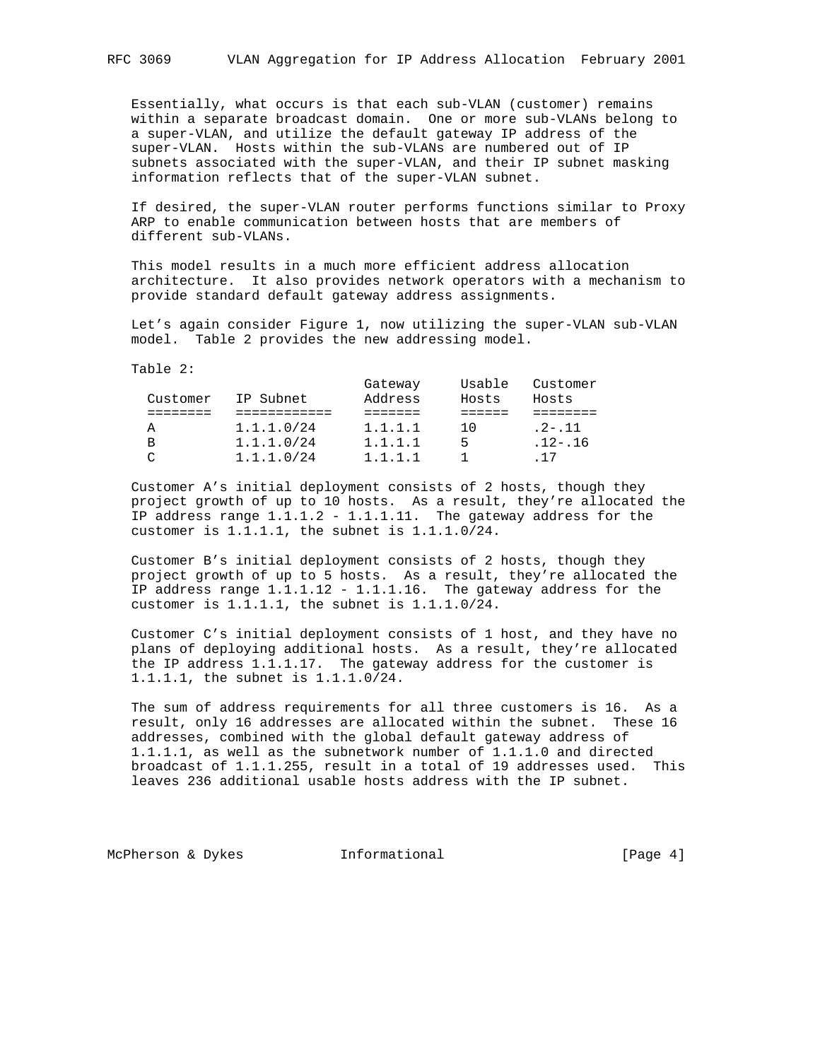Essentially, what occurs is that each sub-VLAN (customer) remains within a separate broadcast domain. One or more sub-VLANs belong to a super-VLAN, and utilize the default gateway IP address of the super-VLAN. Hosts within the sub-VLANs are numbered out of IP subnets associated with the super-VLAN, and their IP subnet masking information reflects that of the super-VLAN subnet.

If desired, the super-VLAN router performs functions similar to Proxy ARP to enable communication between hosts that are members of different sub-VLANs.

This model results in a much more efficient address allocation architecture. It also provides network operators with a mechanism to provide standard default gateway address assignments.

Let’s again consider Figure 1, now utilizing the super-VLAN sub-VLAN model. Table 2 provides the new addressing model.

Table 2:

| Customer | IP Subnet | Gateway Address | Usable Hosts | Customer Hosts |
|---|---|---|---|---|
| A | 1.1.1.0/24 | 1.1.1.1 | 10 | .2-.11 |
| B | 1.1.1.0/24 | 1.1.1.1 | 5 | .12-.16 |
| C | 1.1.1.0/24 | 1.1.1.1 | 1 | .17 |

Customer A’s initial deployment consists of 2 hosts, though they project growth of up to 10 hosts. As a result, they’re allocated the IP address range 1.1.1.2 - 1.1.1.11. The gateway address for the customer is 1.1.1.1, the subnet is 1.1.1.0/24.

Customer B’s initial deployment consists of 2 hosts, though they project growth of up to 5 hosts. As a result, they’re allocated the IP address range 1.1.1.12 - 1.1.1.16. The gateway address for the customer is 1.1.1.1, the subnet is 1.1.1.0/24.

Customer C’s initial deployment consists of 1 host, and they have no plans of deploying additional hosts. As a result, they’re allocated the IP address 1.1.1.17. The gateway address for the customer is 1.1.1.1, the subnet is 1.1.1.0/24.

The sum of address requirements for all three customers is 16. As a result, only 16 addresses are allocated within the subnet. These 16 addresses, combined with the global default gateway address of 1.1.1.1, as well as the subnetwork number of 1.1.1.0 and directed broadcast of 1.1.1.255, result in a total of 19 addresses used. This leaves 236 additional usable hosts address with the IP subnet.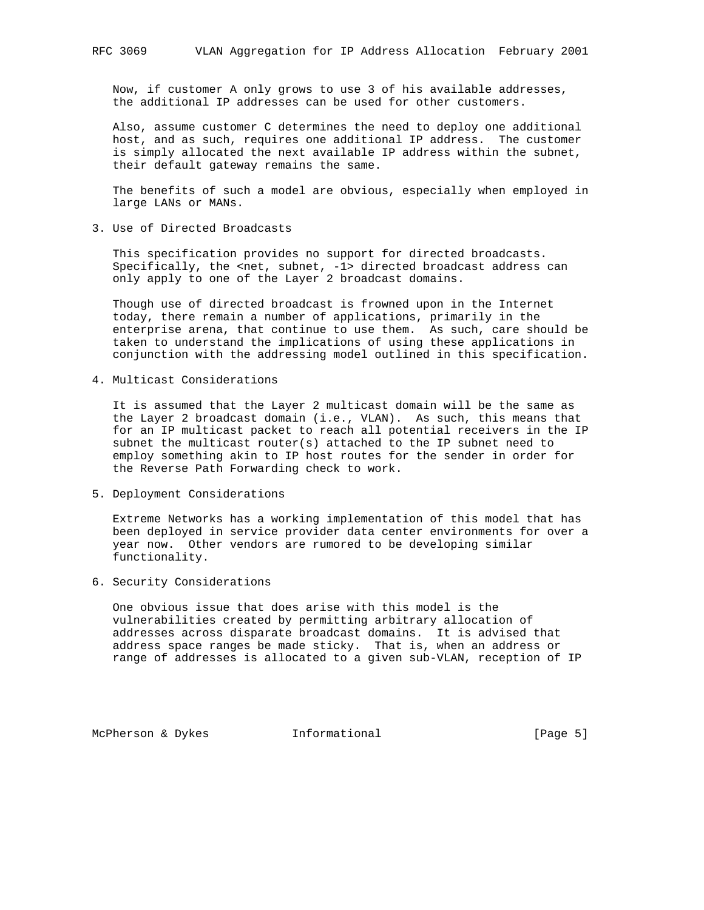Now, if customer A only grows to use 3 of his available addresses, the additional IP addresses can be used for other customers.

Also, assume customer C determines the need to deploy one additional host, and as such, requires one additional IP address. The customer is simply allocated the next available IP address within the subnet, their default gateway remains the same.

The benefits of such a model are obvious, especially when employed in large LANs or MANs.

## 3. Use of Directed Broadcasts

This specification provides no support for directed broadcasts. Specifically, the <net, subnet, -1> directed broadcast address can only apply to one of the Layer 2 broadcast domains.

Though use of directed broadcast is frowned upon in the Internet today, there remain a number of applications, primarily in the enterprise arena, that continue to use them. As such, care should be taken to understand the implications of using these applications in conjunction with the addressing model outlined in this specification.

## 4. Multicast Considerations

It is assumed that the Layer 2 multicast domain will be the same as the Layer 2 broadcast domain (i.e., VLAN). As such, this means that for an IP multicast packet to reach all potential receivers in the IP subnet the multicast router(s) attached to the IP subnet need to employ something akin to IP host routes for the sender in order for the Reverse Path Forwarding check to work.

## 5. Deployment Considerations

Extreme Networks has a working implementation of this model that has been deployed in service provider data center environments for over a year now. Other vendors are rumored to be developing similar functionality.

## 6. Security Considerations

One obvious issue that does arise with this model is the vulnerabilities created by permitting arbitrary allocation of addresses across disparate broadcast domains. It is advised that address space ranges be made sticky. That is, when an address or range of addresses is allocated to a given sub-VLAN, reception of IP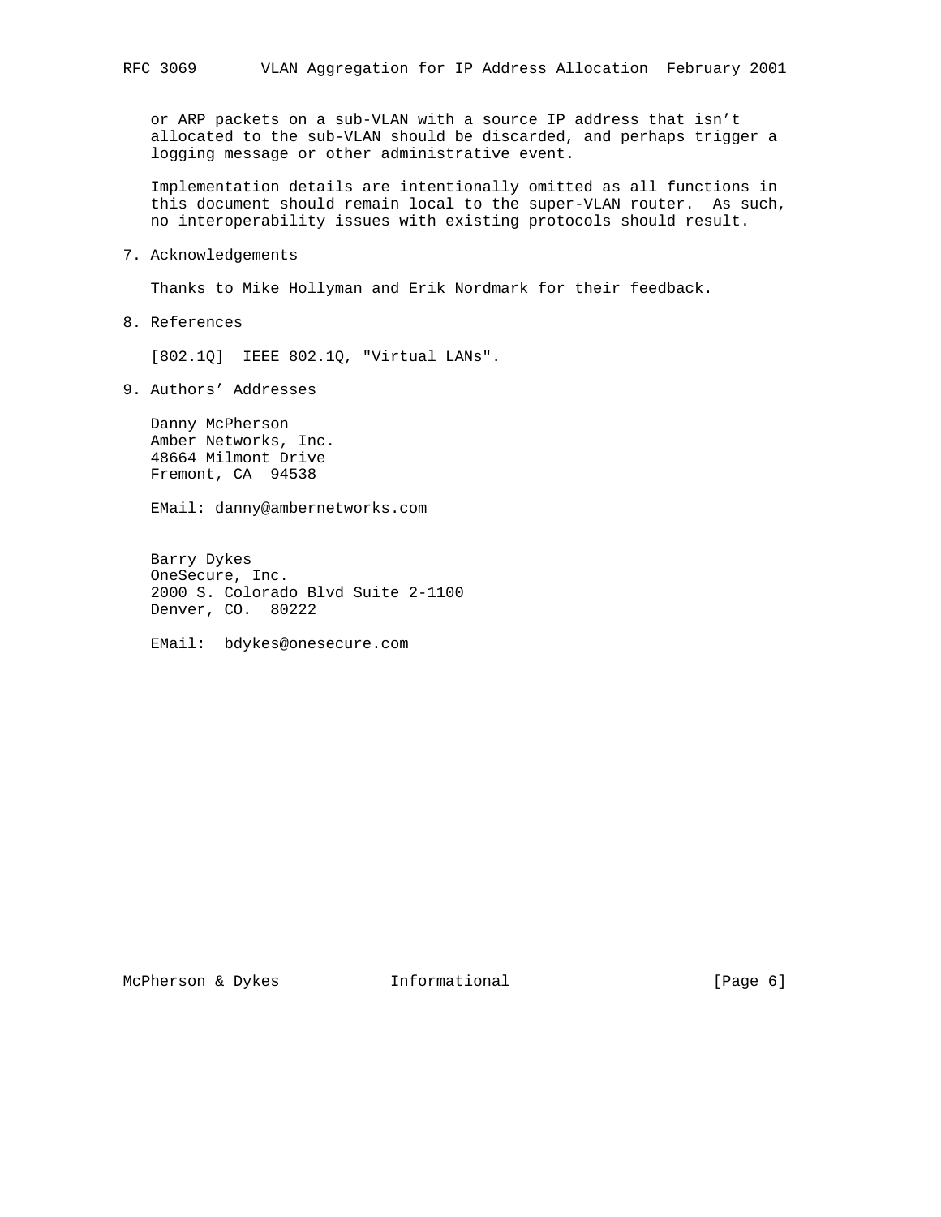or ARP packets on a sub-VLAN with a source IP address that isn't allocated to the sub-VLAN should be discarded, and perhaps trigger a logging message or other administrative event.

Implementation details are intentionally omitted as all functions in this document should remain local to the super-VLAN router. As such, no interoperability issues with existing protocols should result.

## 7. Acknowledgements

Thanks to Mike Hollyman and Erik Nordmark for their feedback.

## 8. References

[802.1Q] IEEE 802.1Q, "Virtual LANs".

## 9. Authors' Addresses

Danny McPherson
Amber Networks, Inc.
48664 Milmont Drive
Fremont, CA 94538

EMail: danny@ambernetworks.com

Barry Dykes
OneSecure, Inc.
2000 S. Colorado Blvd Suite 2-1100
Denver, CO. 80222

EMail: bdykes@onesecure.com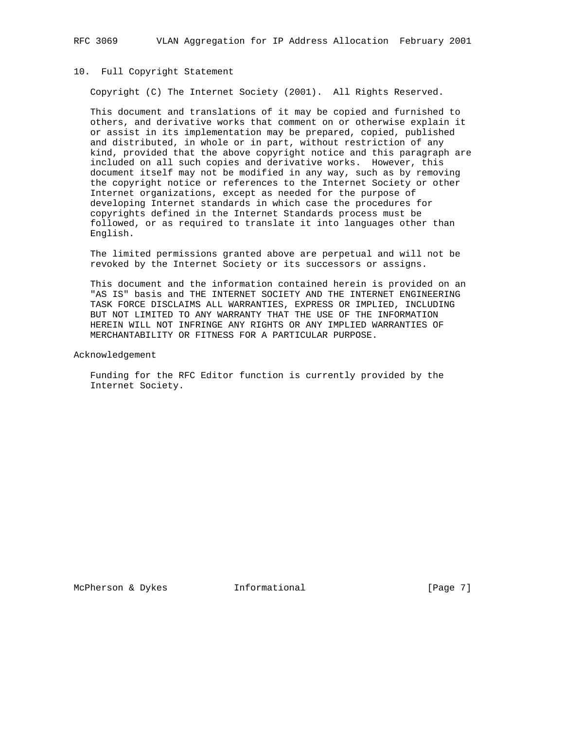## 10. Full Copyright Statement

Copyright (C) The Internet Society (2001). All Rights Reserved.

This document and translations of it may be copied and furnished to others, and derivative works that comment on or otherwise explain it or assist in its implementation may be prepared, copied, published and distributed, in whole or in part, without restriction of any kind, provided that the above copyright notice and this paragraph are included on all such copies and derivative works. However, this document itself may not be modified in any way, such as by removing the copyright notice or references to the Internet Society or other Internet organizations, except as needed for the purpose of developing Internet standards in which case the procedures for copyrights defined in the Internet Standards process must be followed, or as required to translate it into languages other than English.

The limited permissions granted above are perpetual and will not be revoked by the Internet Society or its successors or assigns.

This document and the information contained herein is provided on an "AS IS" basis and THE INTERNET SOCIETY AND THE INTERNET ENGINEERING TASK FORCE DISCLAIMS ALL WARRANTIES, EXPRESS OR IMPLIED, INCLUDING BUT NOT LIMITED TO ANY WARRANTY THAT THE USE OF THE INFORMATION HEREIN WILL NOT INFRINGE ANY RIGHTS OR ANY IMPLIED WARRANTIES OF MERCHANTABILITY OR FITNESS FOR A PARTICULAR PURPOSE.

## Acknowledgement

Funding for the RFC Editor function is currently provided by the Internet Society.